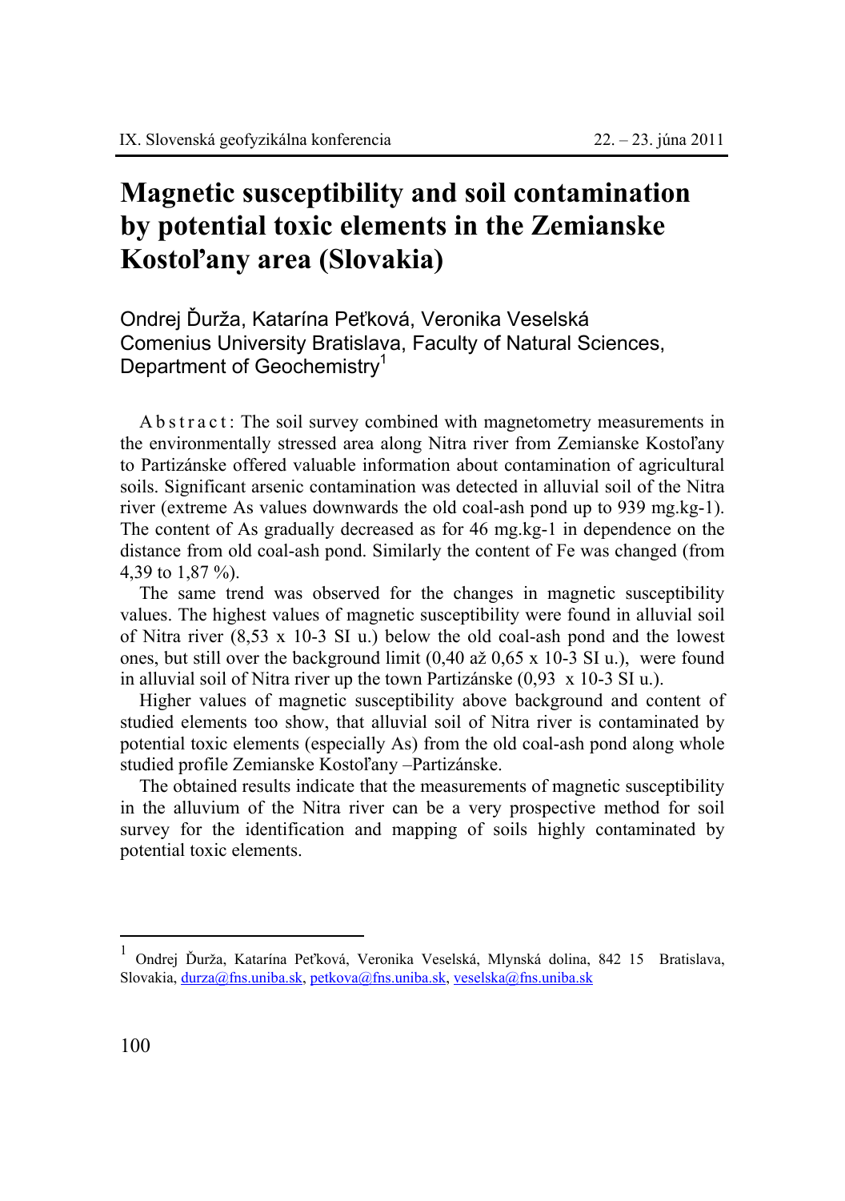# Magnetic susceptibility and soil contamination by potential toxic elements in the Zemianske Kostoľany area (Slovakia)

Ondrej Ďurža, Katarína Peťková, Veronika Veselská
Comenius University Bratislava, Faculty of Natural Sciences, Department of Geochemistry[1]

A b s t r a c t : The soil survey combined with magnetometry measurements in the environmentally stressed area along Nitra river from Zemianske Kostoľany to Partizánske offered valuable information about contamination of agricultural soils. Significant arsenic contamination was detected in alluvial soil of the Nitra river (extreme As values downwards the old coal-ash pond up to 939 mg.kg-1). The content of As gradually decreased as for 46 mg.kg-1 in dependence on the distance from old coal-ash pond. Similarly the content of Fe was changed (from 4,39 to 1,87 %).

The same trend was observed for the changes in magnetic susceptibility values. The highest values of magnetic susceptibility were found in alluvial soil of Nitra river (8,53 x 10-3 SI u.) below the old coal-ash pond and the lowest ones, but still over the background limit (0,40 až 0,65 x 10-3 SI u.), were found in alluvial soil of Nitra river up the town Partizánske (0,93 x 10-3 SI u.).

Higher values of magnetic susceptibility above background and content of studied elements too show, that alluvial soil of Nitra river is contaminated by potential toxic elements (especially As) from the old coal-ash pond along whole studied profile Zemianske Kostoľany –Partizánske.

The obtained results indicate that the measurements of magnetic susceptibility in the alluvium of the Nitra river can be a very prospective method for soil survey for the identification and mapping of soils highly contaminated by potential toxic elements.

---

[1] Ondrej Ďurža, Katarína Peťková, Veronika Veselská, Mlynská dolina, 842 15 Bratislava, Slovakia, durza@fns.uniba.sk, petkova@fns.uniba.sk, veselska@fns.uniba.sk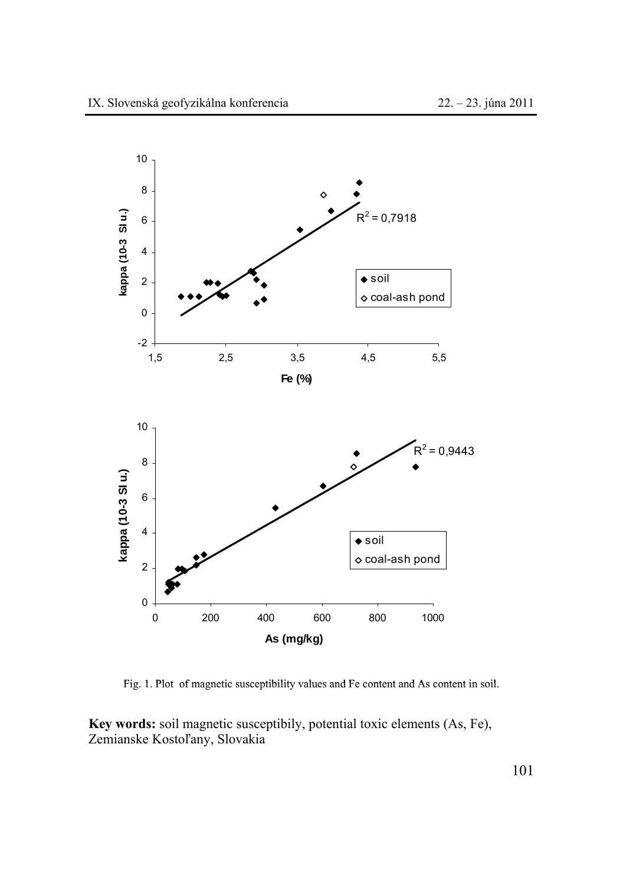10
8
6
4
2
0
-2

kappa (10-3 SI u.)

1,5 2,5 3,5 4,5 5,5

Fe (%)

$R^2 = 0,7918$

◆ soil

◇ coal-ash pond

10
8
6
4
2
0

kappa (10-3 SI u.)

0 200 400 600 800 1000

As (mg/kg)

$R^2 = 0,9443$

◆ soil

◇ coal-ash pond

Fig. 1. Plot of magnetic susceptibility values and Fe content and As content in soil.

**Key words:** soil magnetic susceptibily, potential toxic elements (As, Fe), Zemianske Kostoľany, Slovakia